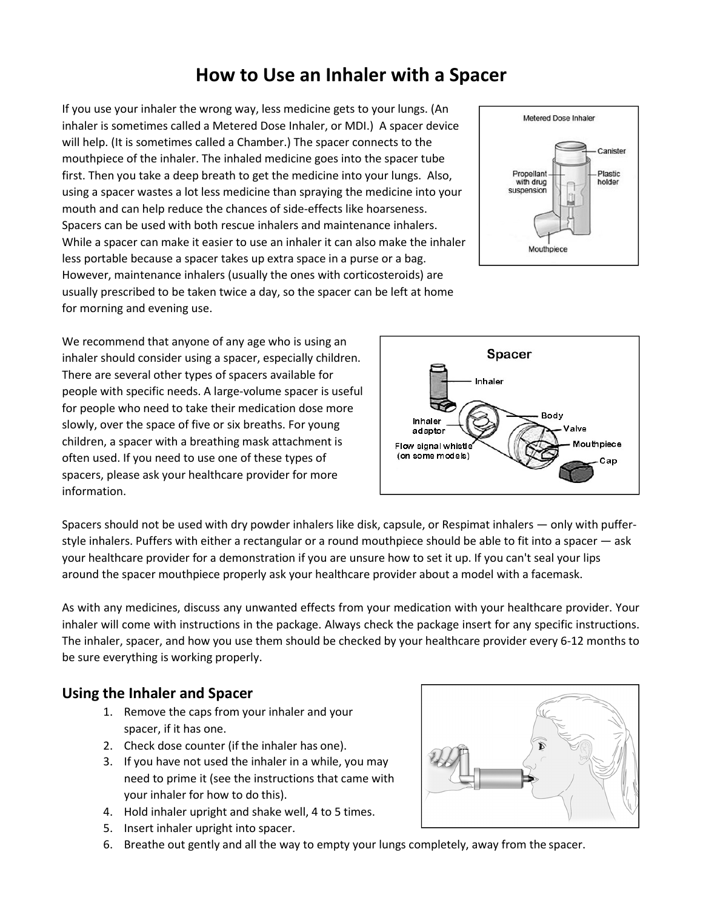# How to Use an Inhaler with a Spacer

If you use your inhaler the wrong way, less medicine gets to your lungs. (An inhaler is sometimes called a Metered Dose Inhaler, or MDI.) A spacer device will help. (It is sometimes called a Chamber.) The spacer connects to the mouthpiece of the inhaler. The inhaled medicine goes into the spacer tube first. Then you take a deep breath to get the medicine into your lungs. Also, using a spacer wastes a lot less medicine than spraying the medicine into your mouth and can help reduce the chances of side-effects like hoarseness. Spacers can be used with both rescue inhalers and maintenance inhalers. While a spacer can make it easier to use an inhaler it can also make the inhaler less portable because a spacer takes up extra space in a purse or a bag. However, maintenance inhalers (usually the ones with corticosteroids) are usually prescribed to be taken twice a day, so the spacer can be left at home for morning and evening use.

We recommend that anyone of any age who is using an inhaler should consider using a spacer, especially children. There are several other types of spacers available for people with specific needs. A large-volume spacer is useful for people who need to take their medication dose more slowly, over the space of five or six breaths. For young children, a spacer with a breathing mask attachment is often used. If you need to use one of these types of spacers, please ask your healthcare provider for more information.

Spacers should not be used with dry powder inhalers like disk, capsule, or Respimat inhalers — only with puffer-style inhalers. Puffers with either a rectangular or a round mouthpiece should be able to fit into a spacer — ask your healthcare provider for a demonstration if you are unsure how to set it up. If you can't seal your lips around the spacer mouthpiece properly ask your healthcare provider about a model with a facemask.

As with any medicines, discuss any unwanted effects from your medication with your healthcare provider. Your inhaler will come with instructions in the package. Always check the package insert for any specific instructions. The inhaler, spacer, and how you use them should be checked by your healthcare provider every 6-12 months to be sure everything is working properly.

## Using the Inhaler and Spacer

1. Remove the caps from your inhaler and your spacer, if it has one.
2. Check dose counter (if the inhaler has one).
3. If you have not used the inhaler in a while, you may need to prime it (see the instructions that came with your inhaler for how to do this).
4. Hold inhaler upright and shake well, 4 to 5 times.
5. Insert inhaler upright into spacer.
6. Breathe out gently and all the way to empty your lungs completely, away from the spacer.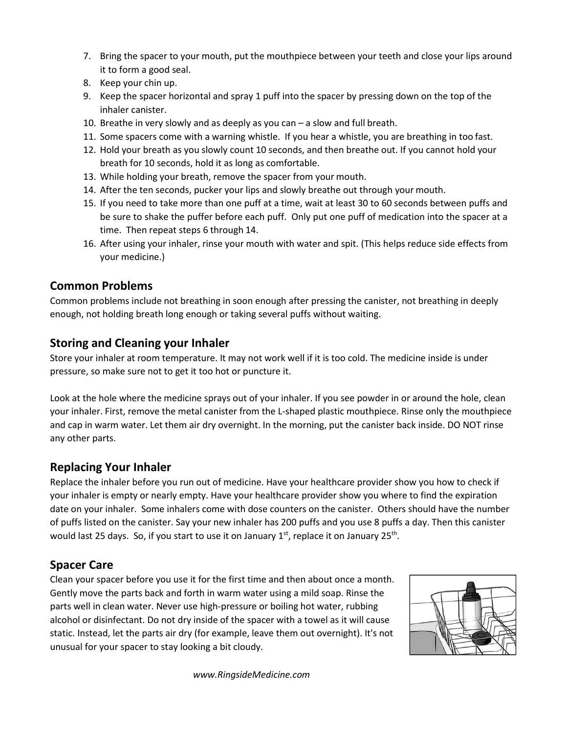7. Bring the spacer to your mouth, put the mouthpiece between your teeth and close your lips around it to form a good seal.
8. Keep your chin up.
9. Keep the spacer horizontal and spray 1 puff into the spacer by pressing down on the top of the inhaler canister.
10. Breathe in very slowly and as deeply as you can – a slow and full breath.
11. Some spacers come with a warning whistle. If you hear a whistle, you are breathing in too fast.
12. Hold your breath as you slowly count 10 seconds, and then breathe out. If you cannot hold your breath for 10 seconds, hold it as long as comfortable.
13. While holding your breath, remove the spacer from your mouth.
14. After the ten seconds, pucker your lips and slowly breathe out through your mouth.
15. If you need to take more than one puff at a time, wait at least 30 to 60 seconds between puffs and be sure to shake the puffer before each puff. Only put one puff of medication into the spacer at a time. Then repeat steps 6 through 14.
16. After using your inhaler, rinse your mouth with water and spit. (This helps reduce side effects from your medicine.)

## Common Problems

Common problems include not breathing in soon enough after pressing the canister, not breathing in deeply enough, not holding breath long enough or taking several puffs without waiting.

## Storing and Cleaning your Inhaler

Store your inhaler at room temperature. It may not work well if it is too cold. The medicine inside is under pressure, so make sure not to get it too hot or puncture it.

Look at the hole where the medicine sprays out of your inhaler. If you see powder in or around the hole, clean your inhaler. First, remove the metal canister from the L-shaped plastic mouthpiece. Rinse only the mouthpiece and cap in warm water. Let them air dry overnight. In the morning, put the canister back inside. DO NOT rinse any other parts.

## Replacing Your Inhaler

Replace the inhaler before you run out of medicine. Have your healthcare provider show you how to check if your inhaler is empty or nearly empty. Have your healthcare provider show you where to find the expiration date on your inhaler. Some inhalers come with dose counters on the canister. Others should have the number of puffs listed on the canister. Say your new inhaler has 200 puffs and you use 8 puffs a day. Then this canister would last 25 days. So, if you start to use it on January 1st, replace it on January 25th.

## Spacer Care

Clean your spacer before you use it for the first time and then about once a month. Gently move the parts back and forth in warm water using a mild soap. Rinse the parts well in clean water. Never use high-pressure or boiling hot water, rubbing alcohol or disinfectant. Do not dry inside of the spacer with a towel as it will cause static. Instead, let the parts air dry (for example, leave them out overnight). It's not unusual for your spacer to stay looking a bit cloudy.